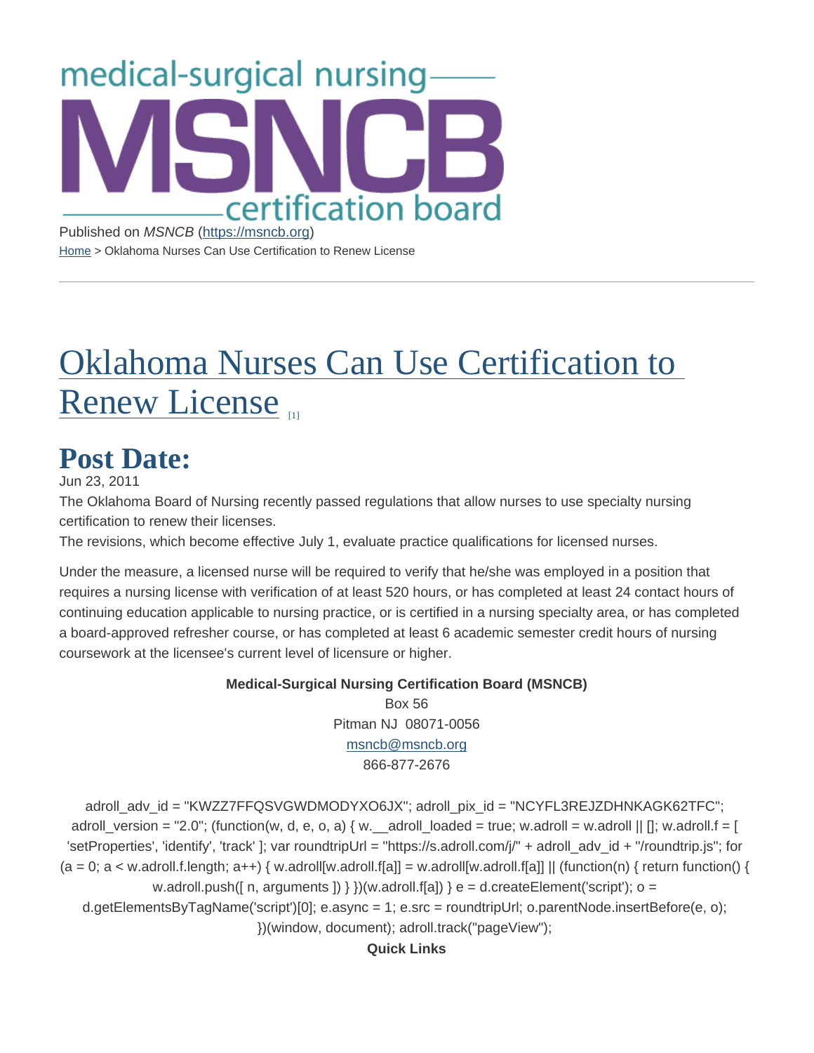medical-surgical nursing

# MSNCB

certification board

Published on *MSNCB* (https://msncb.org)

Home > Oklahoma Nurses Can Use Certification to Renew License

# Oklahoma Nurses Can Use Certification to Renew License [1]

## Post Date:

Jun 23, 2011

The Oklahoma Board of Nursing recently passed regulations that allow nurses to use specialty nursing certification to renew their licenses.

The revisions, which become effective July 1, evaluate practice qualifications for licensed nurses.

Under the measure, a licensed nurse will be required to verify that he/she was employed in a position that requires a nursing license with verification of at least 520 hours, or has completed at least 24 contact hours of continuing education applicable to nursing practice, or is certified in a nursing specialty area, or has completed a board-approved refresher course, or has completed at least 6 academic semester credit hours of nursing coursework at the licensee's current level of licensure or higher.

**Medical-Surgical Nursing Certification Board (MSNCB)**
Box 56
Pitman NJ 08071-0056
msncb@msncb.org
866-877-2676

```
adroll_adv_id = "KWZZ7FFQSVGWDMODYXO6JX"; adroll_pix_id = "NCYFL3REJZDHNKAGK62TFC"; adroll_version = "2.0"; (function(w, d, e, o, a) { w.__adroll_loaded = true; w.adroll = w.adroll || []; w.adroll.f = [ 'setProperties', 'identify', 'track' ]; var roundtripUrl = "https://s.adroll.com/j/" + adroll_adv_id + "/roundtrip.js"; for (a = 0; a < w.adroll.f.length; a++) { w.adroll[w.adroll.f[a]] = w.adroll[w.adroll.f[a]] || (function(n) { return function() { w.adroll.push([ n, arguments ]) } })(w.adroll.f[a]) } e = d.createElement('script'); o = d.getElementsByTagName('script')[0]; e.async = 1; e.src = roundtripUrl; o.parentNode.insertBefore(e, o); })(window, document); adroll.track("pageView");
```

**Quick Links**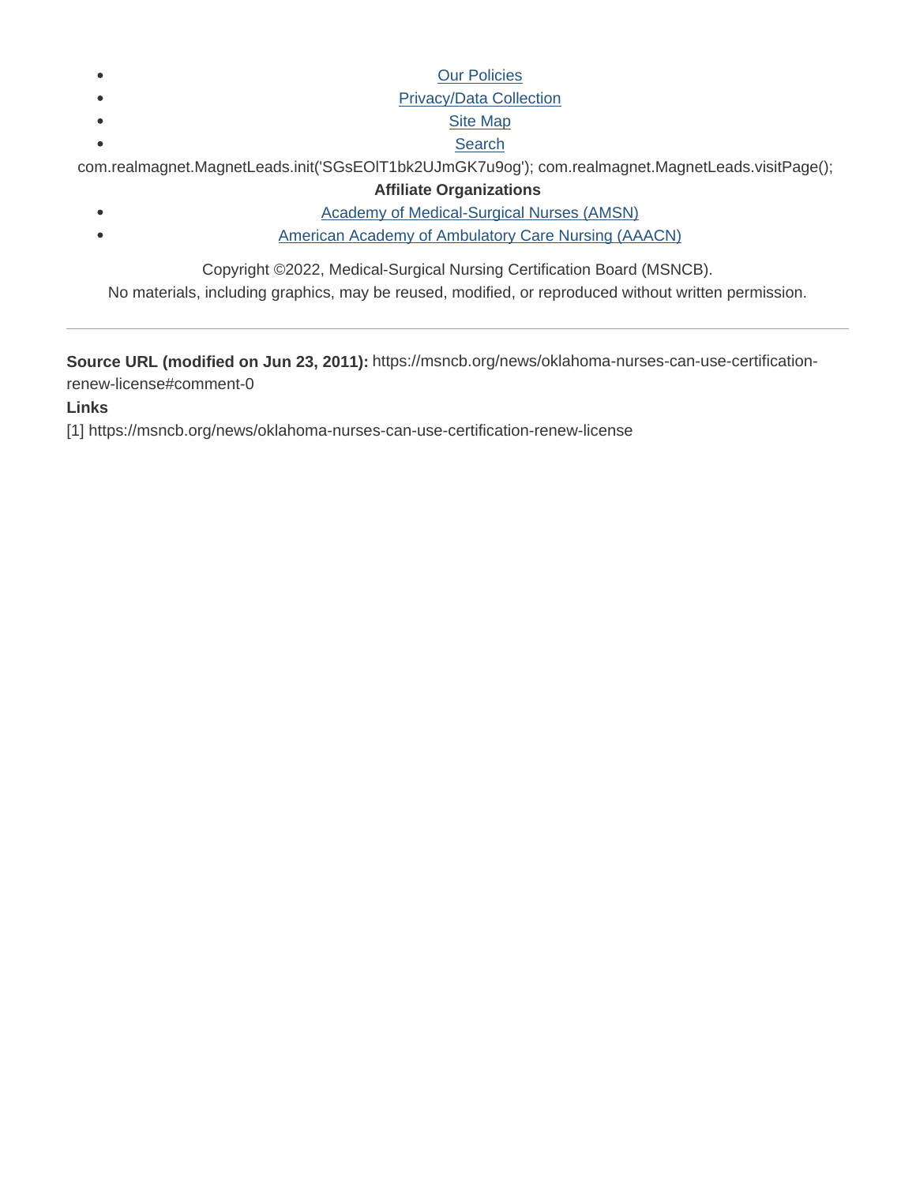- Our Policies
- Privacy/Data Collection
- Site Map
- Search

com.realmagnet.MagnetLeads.init('SGsEOlT1bk2UJmGK7u9og'); com.realmagnet.MagnetLeads.visitPage();

**Affiliate Organizations**

- Academy of Medical-Surgical Nurses (AMSN)
- American Academy of Ambulatory Care Nursing (AAACN)

Copyright ©2022, Medical-Surgical Nursing Certification Board (MSNCB).
No materials, including graphics, may be reused, modified, or reproduced without written permission.

---

**Source URL (modified on Jun 23, 2011):** https://msncb.org/news/oklahoma-nurses-can-use-certification-renew-license#comment-0

**Links**

[1] https://msncb.org/news/oklahoma-nurses-can-use-certification-renew-license